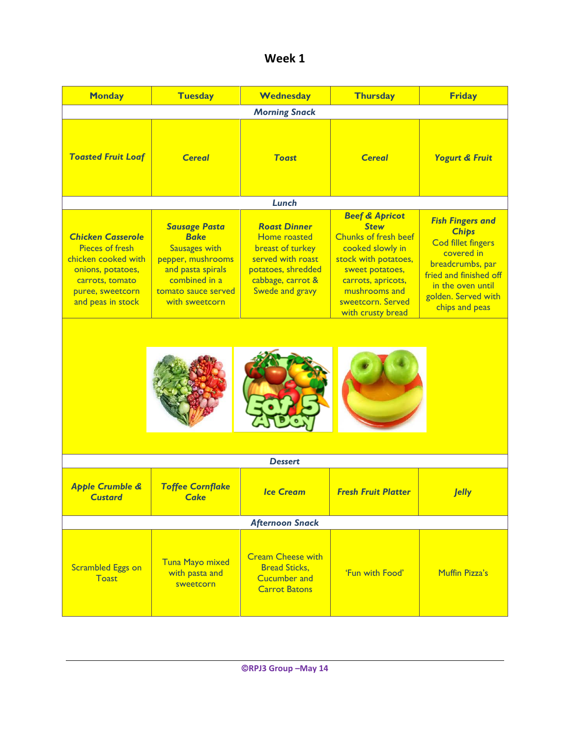# Week 1

| Monday | Tuesday | Wednesday | Thursday | Friday |
|---|---|---|---|---|
| ***Morning Snack*** | | | | |
| ***Toasted Fruit Loaf*** | ***Cereal*** | ***Toast*** | ***Cereal*** | ***Yogurt & Fruit*** |
| ***Lunch*** | | | | |
| ***Chicken Casserole*** Pieces of fresh chicken cooked with onions, potatoes, carrots, tomato puree, sweetcorn and peas in stock | ***Sausage Pasta Bake*** Sausages with pepper, mushrooms and pasta spirals combined in a tomato sauce served with sweetcorn | ***Roast Dinner*** Home roasted breast of turkey served with roast potatoes, shredded cabbage, carrot & Swede and gravy | ***Beef & Apricot Stew*** Chunks of fresh beef cooked slowly in stock with potatoes, sweet potatoes, carrots, apricots, mushrooms and sweetcorn. Served with crusty bread | ***Fish Fingers and Chips*** Cod fillet fingers covered in breadcrumbs, par fried and finished off in the oven until golden. Served with chips and peas |
| ***Dessert*** | | | | |
| ***Apple Crumble & Custard*** | ***Toffee Cornflake Cake*** | ***Ice Cream*** | ***Fresh Fruit Platter*** | ***Jelly*** |
| ***Afternoon Snack*** | | | | |
| Scrambled Eggs on Toast | Tuna Mayo mixed with pasta and sweetcorn | Cream Cheese with Bread Sticks, Cucumber and Carrot Batons | 'Fun with Food' | Muffin Pizza's |

**©RPJ3 Group –May 14**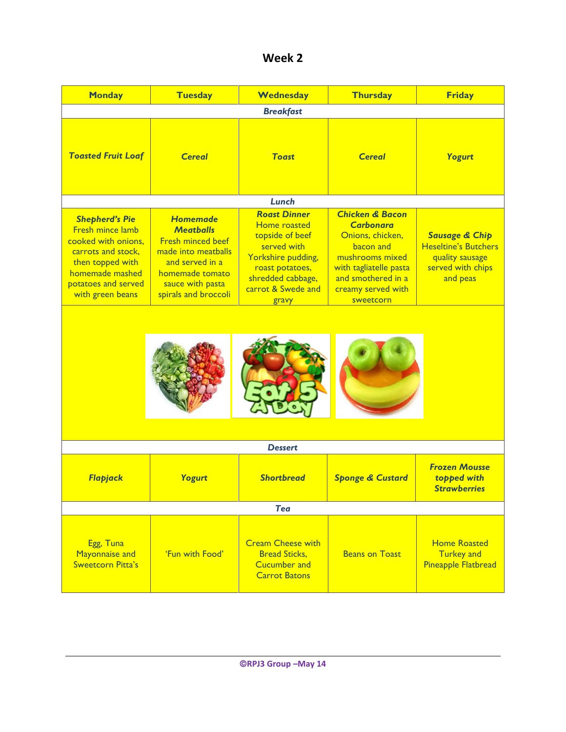# Week 2

| Monday | Tuesday | Wednesday | Thursday | Friday |
|---|---|---|---|---|
| ***Breakfast*** | | | | |
| ***Toasted Fruit Loaf*** | ***Cereal*** | ***Toast*** | ***Cereal*** | ***Yogurt*** |
| ***Lunch*** | | | | |
| ***Shepherd's Pie*** Fresh mince lamb cooked with onions, carrots and stock, then topped with homemade mashed potatoes and served with green beans | ***Homemade Meatballs*** Fresh minced beef made into meatballs and served in a homemade tomato sauce with pasta spirals and broccoli | ***Roast Dinner*** Home roasted topside of beef served with Yorkshire pudding, roast potatoes, shredded cabbage, carrot & Swede and gravy | ***Chicken & Bacon Carbonara*** Onions, chicken, bacon and mushrooms mixed with tagliatelle pasta and smothered in a creamy served with sweetcorn | ***Sausage & Chip*** Heseltine's Butchers quality sausage served with chips and peas |
| ***Dessert*** | | | | |
| ***Flapjack*** | ***Yogurt*** | ***Shortbread*** | ***Sponge & Custard*** | ***Frozen Mousse topped with Strawberries*** |
| ***Tea*** | | | | |
| Egg, Tuna Mayonnaise and Sweetcorn Pitta's | 'Fun with Food' | Cream Cheese with Bread Sticks, Cucumber and Carrot Batons | Beans on Toast | Home Roasted Turkey and Pineapple Flatbread |

©RPJ3 Group –May 14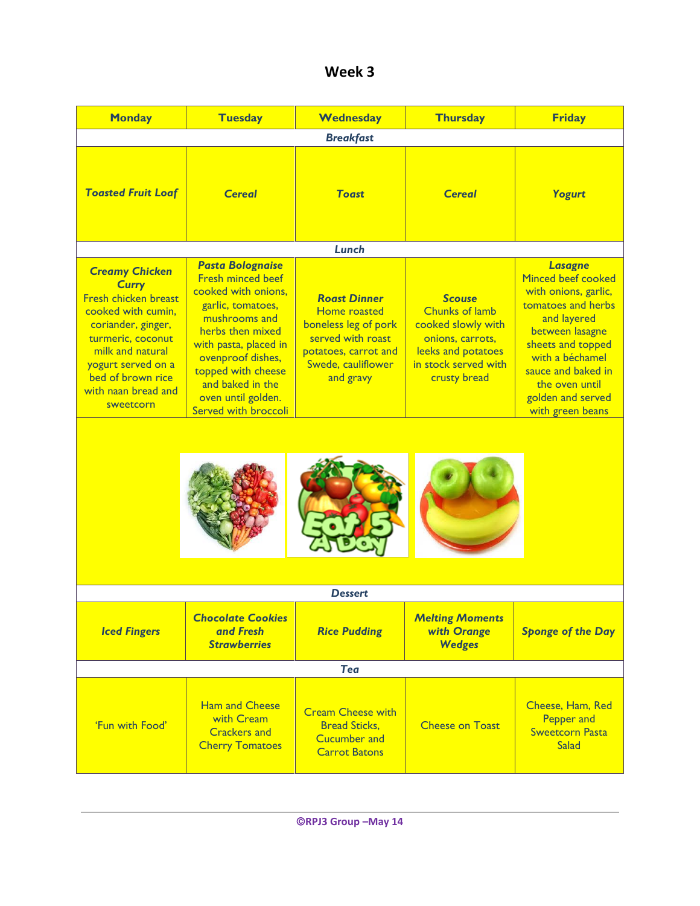# Week 3

| Monday | Tuesday | Wednesday | Thursday | Friday |
|---|---|---|---|---|
| | | ***Breakfast*** | | |
| ***Toasted Fruit Loaf*** | ***Cereal*** | ***Toast*** | ***Cereal*** | ***Yogurt*** |
| | | ***Lunch*** | | |
| ***Creamy Chicken Curry*** Fresh chicken breast cooked with cumin, coriander, ginger, turmeric, coconut milk and natural yogurt served on a bed of brown rice with naan bread and sweetcorn | ***Pasta Bolognaise*** Fresh minced beef cooked with onions, garlic, tomatoes, mushrooms and herbs then mixed with pasta, placed in ovenproof dishes, topped with cheese and baked in the oven until golden. Served with broccoli | ***Roast Dinner*** Home roasted boneless leg of pork served with roast potatoes, carrot and Swede, cauliflower and gravy | ***Scouse*** Chunks of lamb cooked slowly with onions, carrots, leeks and potatoes in stock served with crusty bread | ***Lasagne*** Minced beef cooked with onions, garlic, tomatoes and herbs and layered between lasagne sheets and topped with a béchamel sauce and baked in the oven until golden and served with green beans |
| | | ***Dessert*** | | |
| ***Iced Fingers*** | ***Chocolate Cookies and Fresh Strawberries*** | ***Rice Pudding*** | ***Melting Moments with Orange Wedges*** | ***Sponge of the Day*** |
| | | ***Tea*** | | |
| 'Fun with Food' | Ham and Cheese with Cream Crackers and Cherry Tomatoes | Cream Cheese with Bread Sticks, Cucumber and Carrot Batons | Cheese on Toast | Cheese, Ham, Red Pepper and Sweetcorn Pasta Salad |